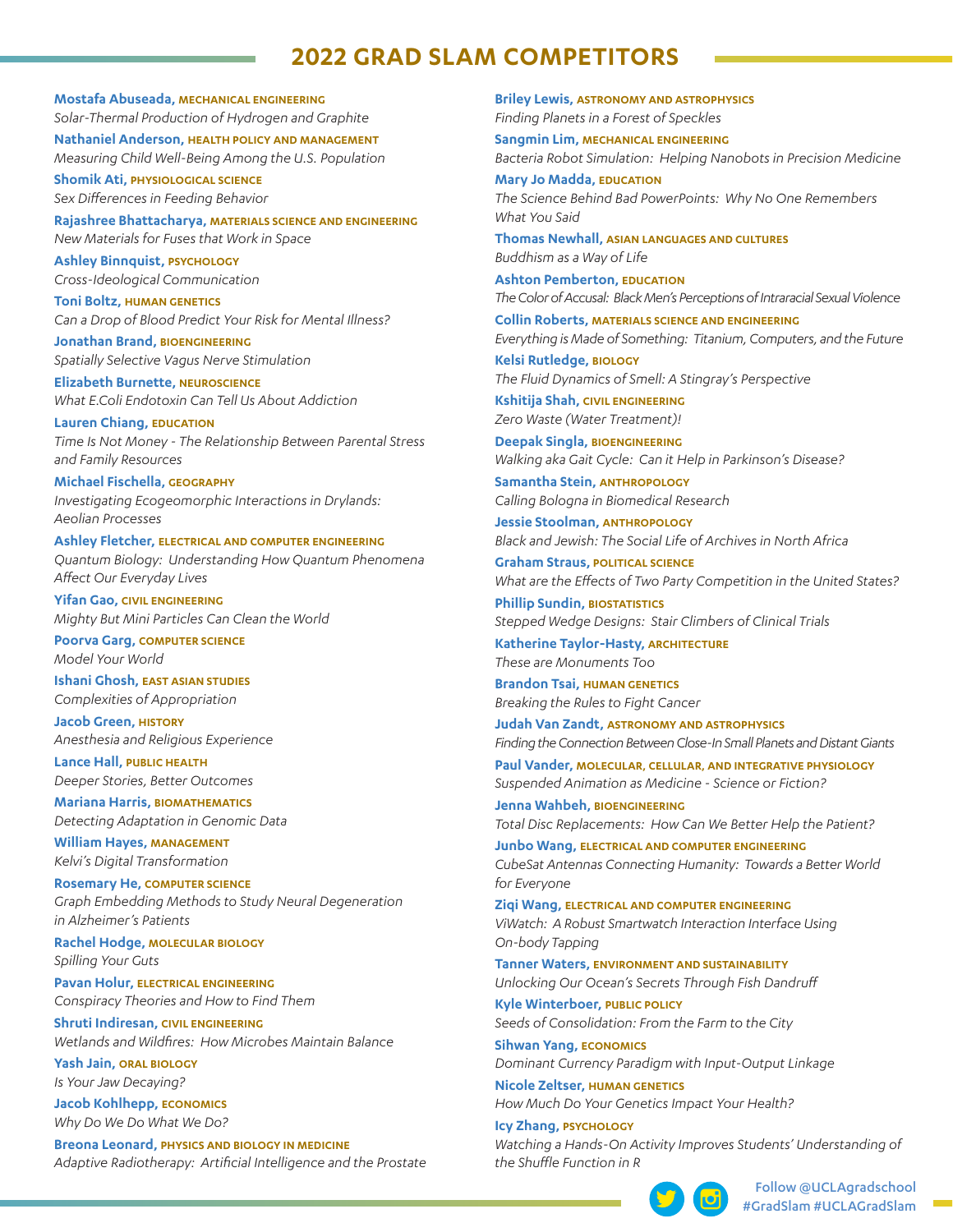# 2022 GRAD SLAM COMPETITORS

**Mostafa Abuseada,** MECHANICAL ENGINEERING
*Solar-Thermal Production of Hydrogen and Graphite*

**Nathaniel Anderson,** HEALTH POLICY AND MANAGEMENT
*Measuring Child Well-Being Among the U.S. Population*

**Shomik Ati,** PHYSIOLOGICAL SCIENCE
*Sex Differences in Feeding Behavior*

**Rajashree Bhattacharya,** MATERIALS SCIENCE AND ENGINEERING
*New Materials for Fuses that Work in Space*

**Ashley Binnquist,** PSYCHOLOGY
*Cross-Ideological Communication*

**Toni Boltz,** HUMAN GENETICS
*Can a Drop of Blood Predict Your Risk for Mental Illness?*

**Jonathan Brand,** BIOENGINEERING
*Spatially Selective Vagus Nerve Stimulation*

**Elizabeth Burnette,** NEUROSCIENCE
*What E.Coli Endotoxin Can Tell Us About Addiction*

**Lauren Chiang,** EDUCATION
*Time Is Not Money - The Relationship Between Parental Stress and Family Resources*

**Michael Fischella,** GEOGRAPHY
*Investigating Ecogeomorphic Interactions in Drylands: Aeolian Processes*

**Ashley Fletcher,** ELECTRICAL AND COMPUTER ENGINEERING
*Quantum Biology: Understanding How Quantum Phenomena Affect Our Everyday Lives*

**Yifan Gao,** CIVIL ENGINEERING
*Mighty But Mini Particles Can Clean the World*

**Poorva Garg,** COMPUTER SCIENCE
*Model Your World*

**Ishani Ghosh,** EAST ASIAN STUDIES
*Complexities of Appropriation*

**Jacob Green,** HISTORY
*Anesthesia and Religious Experience*

**Lance Hall,** PUBLIC HEALTH
*Deeper Stories, Better Outcomes*

**Mariana Harris,** BIOMATHEMATICS
*Detecting Adaptation in Genomic Data*

**William Hayes,** MANAGEMENT
*Kelvi's Digital Transformation*

**Rosemary He,** COMPUTER SCIENCE
*Graph Embedding Methods to Study Neural Degeneration in Alzheimer's Patients*

**Rachel Hodge,** MOLECULAR BIOLOGY
*Spilling Your Guts*

**Pavan Holur,** ELECTRICAL ENGINEERING
*Conspiracy Theories and How to Find Them*

**Shruti Indiresan,** CIVIL ENGINEERING
*Wetlands and Wildfires: How Microbes Maintain Balance*

**Yash Jain,** ORAL BIOLOGY
*Is Your Jaw Decaying?*

**Jacob Kohlhepp,** ECONOMICS
*Why Do We Do What We Do?*

**Breona Leonard,** PHYSICS AND BIOLOGY IN MEDICINE
*Adaptive Radiotherapy: Artificial Intelligence and the Prostate*

**Briley Lewis,** ASTRONOMY AND ASTROPHYSICS
*Finding Planets in a Forest of Speckles*

**Sangmin Lim,** MECHANICAL ENGINEERING
*Bacteria Robot Simulation: Helping Nanobots in Precision Medicine*

**Mary Jo Madda,** EDUCATION
*The Science Behind Bad PowerPoints: Why No One Remembers What You Said*

**Thomas Newhall,** ASIAN LANGUAGES AND CULTURES
*Buddhism as a Way of Life*

**Ashton Pemberton,** EDUCATION
*The Color of Accusal: Black Men's Perceptions of Intraracial Sexual Violence*

**Collin Roberts,** MATERIALS SCIENCE AND ENGINEERING
*Everything is Made of Something: Titanium, Computers, and the Future*

**Kelsi Rutledge,** BIOLOGY
*The Fluid Dynamics of Smell: A Stingray's Perspective*

**Kshitija Shah,** CIVIL ENGINEERING
*Zero Waste (Water Treatment)!*

**Deepak Singla,** BIOENGINEERING
*Walking aka Gait Cycle: Can it Help in Parkinson's Disease?*

**Samantha Stein,** ANTHROPOLOGY
*Calling Bologna in Biomedical Research*

**Jessie Stoolman,** ANTHROPOLOGY
*Black and Jewish: The Social Life of Archives in North Africa*

**Graham Straus,** POLITICAL SCIENCE
*What are the Effects of Two Party Competition in the United States?*

**Phillip Sundin,** BIOSTATISTICS
*Stepped Wedge Designs: Stair Climbers of Clinical Trials*

**Katherine Taylor-Hasty,** ARCHITECTURE
*These are Monuments Too*

**Brandon Tsai,** HUMAN GENETICS
*Breaking the Rules to Fight Cancer*

**Judah Van Zandt,** ASTRONOMY AND ASTROPHYSICS
*Finding the Connection Between Close-In Small Planets and Distant Giants*

**Paul Vander,** MOLECULAR, CELLULAR, AND INTEGRATIVE PHYSIOLOGY
*Suspended Animation as Medicine - Science or Fiction?*

**Jenna Wahbeh,** BIOENGINEERING
*Total Disc Replacements: How Can We Better Help the Patient?*

**Junbo Wang,** ELECTRICAL AND COMPUTER ENGINEERING
*CubeSat Antennas Connecting Humanity: Towards a Better World for Everyone*

**Ziqi Wang,** ELECTRICAL AND COMPUTER ENGINEERING
*ViWatch: A Robust Smartwatch Interaction Interface Using On-body Tapping*

**Tanner Waters,** ENVIRONMENT AND SUSTAINABILITY
*Unlocking Our Ocean's Secrets Through Fish Dandruff*

**Kyle Winterboer,** PUBLIC POLICY
*Seeds of Consolidation: From the Farm to the City*

**Sihwan Yang,** ECONOMICS
*Dominant Currency Paradigm with Input-Output Linkage*

**Nicole Zeltser,** HUMAN GENETICS
*How Much Do Your Genetics Impact Your Health?*

**Icy Zhang,** PSYCHOLOGY
*Watching a Hands-On Activity Improves Students' Understanding of the Shuffle Function in R*

Follow @UCLAgradschool
#GradSlam #UCLAGradSlam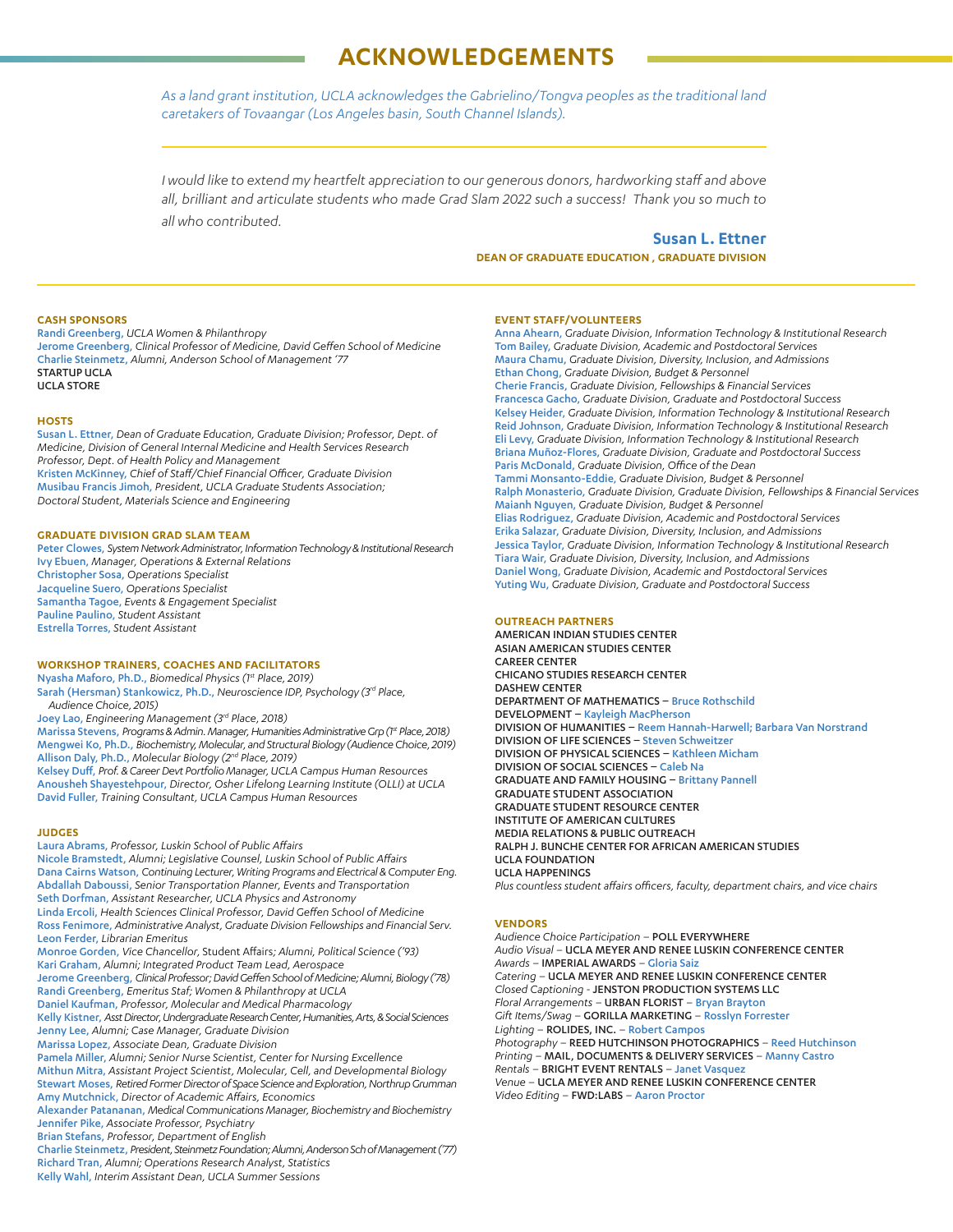# ACKNOWLEDGEMENTS

*As a land grant institution, UCLA acknowledges the Gabrielino/Tongva peoples as the traditional land caretakers of Tovaangar (Los Angeles basin, South Channel Islands).*

*I would like to extend my heartfelt appreciation to our generous donors, hardworking staff and above all, brilliant and articulate students who made Grad Slam 2022 such a success! Thank you so much to all who contributed.*

**Susan L. Ettner**
**DEAN OF GRADUATE EDUCATION , GRADUATE DIVISION**

### CASH SPONSORS

Randi Greenberg, *UCLA Women & Philanthropy*
Jerome Greenberg, *Clinical Professor of Medicine, David Geffen School of Medicine*
Charlie Steinmetz, *Alumni, Anderson School of Management '77*
STARTUP UCLA
UCLA STORE

### HOSTS

Susan L. Ettner, *Dean of Graduate Education, Graduate Division; Professor, Dept. of Medicine, Division of General Internal Medicine and Health Services Research Professor, Dept. of Health Policy and Management*
Kristen McKinney, *Chief of Staff/Chief Financial Officer, Graduate Division*
Musibau Francis Jimoh, *President, UCLA Graduate Students Association; Doctoral Student, Materials Science and Engineering*

### GRADUATE DIVISION GRAD SLAM TEAM

Peter Clowes, *System Network Administrator, Information Technology & Institutional Research*
Ivy Ebuen, *Manager, Operations & External Relations*
Christopher Sosa, *Operations Specialist*
Jacqueline Suero, *Operations Specialist*
Samantha Tagoe, *Events & Engagement Specialist*
Pauline Paulino, *Student Assistant*
Estrella Torres, *Student Assistant*

### WORKSHOP TRAINERS, COACHES AND FACILITATORS

Nyasha Maforo, Ph.D., *Biomedical Physics (1st Place, 2019)*
Sarah (Hersman) Stankowicz, Ph.D., *Neuroscience IDP, Psychology (3rd Place, Audience Choice, 2015)*
Joey Lao, *Engineering Management (3rd Place, 2018)*
Marissa Stevens, *Programs & Admin. Manager, Humanities Administrative Grp (1st Place, 2018)*
Mengwei Ko, Ph.D., *Biochemistry, Molecular, and Structural Biology (Audience Choice, 2019)*
Allison Daly, Ph.D., *Molecular Biology (2nd Place, 2019)*
Kelsey Duff, *Prof. & Career Devt Portfolio Manager, UCLA Campus Human Resources*
Anousheh Shayestehpour, *Director, Osher Lifelong Learning Institute (OLLI) at UCLA*
David Fuller, *Training Consultant, UCLA Campus Human Resources*

### JUDGES

Laura Abrams, *Professor, Luskin School of Public Affairs*
Nicole Bramstedt, *Alumni; Legislative Counsel, Luskin School of Public Affairs*
Dana Cairns Watson, *Continuing Lecturer, Writing Programs and Electrical & Computer Eng.*
Abdallah Daboussi, *Senior Transportation Planner, Events and Transportation*
Seth Dorfman, *Assistant Researcher, UCLA Physics and Astronomy*
Linda Ercoli, *Health Sciences Clinical Professor, David Geffen School of Medicine*
Ross Fenimore, *Administrative Analyst, Graduate Division Fellowships and Financial Serv.*
Leon Ferder, *Librarian Emeritus*
Monroe Gorden, *Vice Chancellor, Student Affairs; Alumni, Political Science ('93)*
Kari Graham, *Alumni; Integrated Product Team Lead, Aerospace*
Jerome Greenberg, *Clinical Professor; David Geffen School of Medicine; Alumni, Biology ('78)*
Randi Greenberg, *Emeritus Staf; Women & Philanthropy at UCLA*
Daniel Kaufman, *Professor, Molecular and Medical Pharmacology*
Kelly Kistner, *Asst Director, Undergraduate Research Center, Humanities, Arts, & Social Sciences*
Jenny Lee, *Alumni; Case Manager, Graduate Division*
Marissa Lopez, *Associate Dean, Graduate Division*
Pamela Miller, *Alumni; Senior Nurse Scientist, Center for Nursing Excellence*
Mithun Mitra, *Assistant Project Scientist, Molecular, Cell, and Developmental Biology*
Stewart Moses, *Retired Former Director of Space Science and Exploration, Northrup Grumman*
Amy Mutchnick, *Director of Academic Affairs, Economics*
Alexander Patananan, *Medical Communications Manager, Biochemistry and Biochemistry*
Jennifer Pike, *Associate Professor, Psychiatry*
Brian Stefans, *Professor, Department of English*
Charlie Steinmetz, *President, Steinmetz Foundation; Alumni, Anderson Sch of Management ('77)*
Richard Tran, *Alumni; Operations Research Analyst, Statistics*
Kelly Wahl, *Interim Assistant Dean, UCLA Summer Sessions*

### EVENT STAFF/VOLUNTEERS

Anna Ahearn, *Graduate Division, Information Technology & Institutional Research*
Tom Bailey, *Graduate Division, Academic and Postdoctoral Services*
Maura Chamu, *Graduate Division, Diversity, Inclusion, and Admissions*
Ethan Chong, *Graduate Division, Budget & Personnel*
Cherie Francis, *Graduate Division, Fellowships & Financial Services*
Francesca Gacho, *Graduate Division, Graduate and Postdoctoral Success*
Kelsey Heider, *Graduate Division, Information Technology & Institutional Research*
Reid Johnson, *Graduate Division, Information Technology & Institutional Research*
Eli Levy, *Graduate Division, Information Technology & Institutional Research*
Briana Muñoz-Flores, *Graduate Division, Graduate and Postdoctoral Success*
Paris McDonald, *Graduate Division, Office of the Dean*
Tammi Monsanto-Eddie, *Graduate Division, Budget & Personnel*
Ralph Monasterio, *Graduate Division, Graduate Division, Fellowships & Financial Services*
Maianh Nguyen, *Graduate Division, Budget & Personnel*
Elias Rodriguez, *Graduate Division, Academic and Postdoctoral Services*
Erika Salazar, *Graduate Division, Diversity, Inclusion, and Admissions*
Jessica Taylor, *Graduate Division, Information Technology & Institutional Research*
Tiara Wair, *Graduate Division, Diversity, Inclusion, and Admissions*
Daniel Wong, *Graduate Division, Academic and Postdoctoral Services*
Yuting Wu, *Graduate Division, Graduate and Postdoctoral Success*

### OUTREACH PARTNERS

AMERICAN INDIAN STUDIES CENTER
ASIAN AMERICAN STUDIES CENTER
CAREER CENTER
CHICANO STUDIES RESEARCH CENTER
DASHEW CENTER
DEPARTMENT OF MATHEMATICS – Bruce Rothschild
DEVELOPMENT – Kayleigh MacPherson
DIVISION OF HUMANITIES – Reem Hannah-Harwell; Barbara Van Norstrand
DIVISION OF LIFE SCIENCES – Steven Schweitzer
DIVISION OF PHYSICAL SCIENCES – Kathleen Micham
DIVISION OF SOCIAL SCIENCES – Caleb Na
GRADUATE AND FAMILY HOUSING – Brittany Pannell
GRADUATE STUDENT ASSOCIATION
GRADUATE STUDENT RESOURCE CENTER
INSTITUTE OF AMERICAN CULTURES
MEDIA RELATIONS & PUBLIC OUTREACH
RALPH J. BUNCHE CENTER FOR AFRICAN AMERICAN STUDIES
UCLA FOUNDATION
UCLA HAPPENINGS
*Plus countless student affairs officers, faculty, department chairs, and vice chairs*

### VENDORS

*Audience Choice Participation* – POLL EVERYWHERE
*Audio Visual* – UCLA MEYER AND RENEE LUSKIN CONFERENCE CENTER
*Awards* – IMPERIAL AWARDS – Gloria Saiz
*Catering* – UCLA MEYER AND RENEE LUSKIN CONFERENCE CENTER
*Closed Captioning* - JENSTON PRODUCTION SYSTEMS LLC
*Floral Arrangements* – URBAN FLORIST – Bryan Brayton
*Gift Items/Swag* – GORILLA MARKETING – Rosslyn Forrester
*Lighting* – ROLIDES, INC. – Robert Campos
*Photography* – REED HUTCHINSON PHOTOGRAPHICS – Reed Hutchinson
*Printing* – MAIL, DOCUMENTS & DELIVERY SERVICES – Manny Castro
*Rentals* – BRIGHT EVENT RENTALS – Janet Vasquez
*Venue* – UCLA MEYER AND RENEE LUSKIN CONFERENCE CENTER
*Video Editing* – FWD:LABS – Aaron Proctor